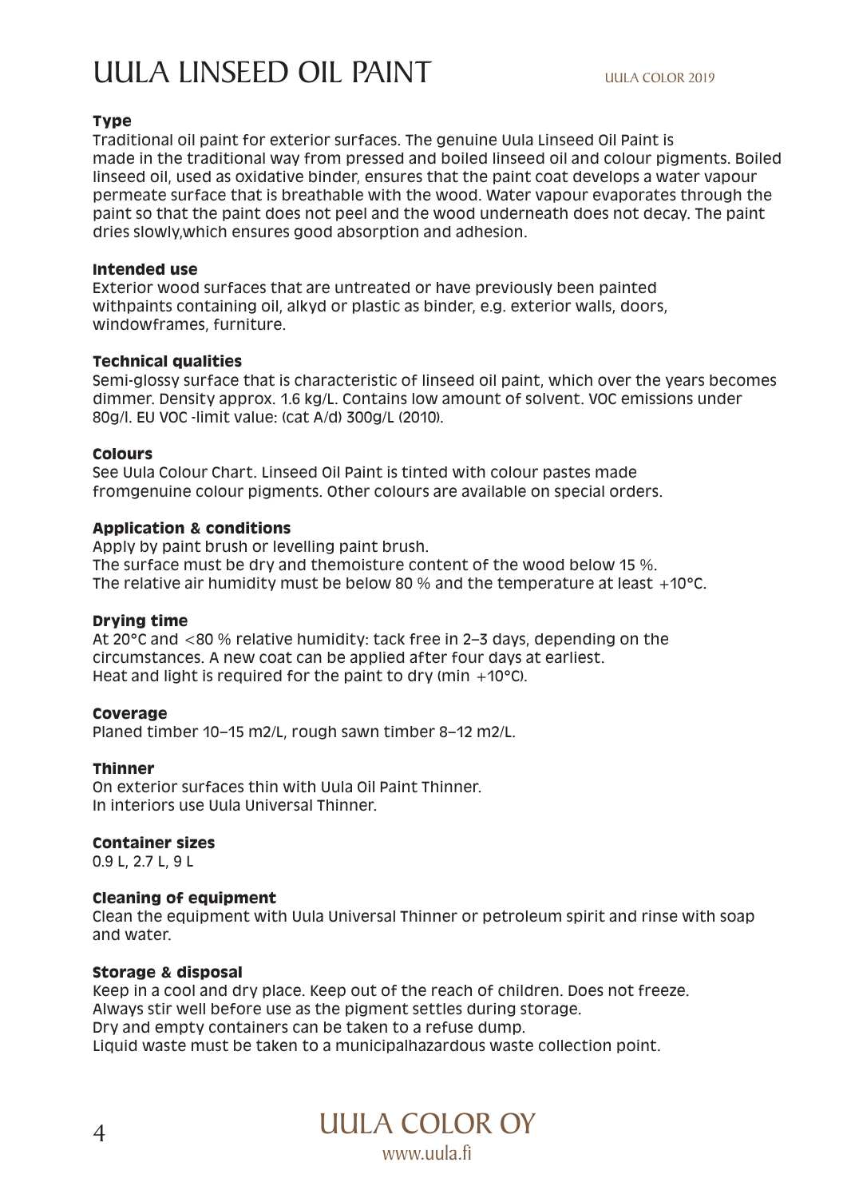# UULA LINSEED OIL PAINT

UULA COLOR 2019

**Type**

Traditional oil paint for exterior surfaces. The genuine Uula Linseed Oil Paint is made in the traditional way from pressed and boiled linseed oil and colour pigments. Boiled linseed oil, used as oxidative binder, ensures that the paint coat develops a water vapour permeate surface that is breathable with the wood. Water vapour evaporates through the paint so that the paint does not peel and the wood underneath does not decay. The paint dries slowly,which ensures good absorption and adhesion.

**Intended use**

Exterior wood surfaces that are untreated or have previously been painted withpaints containing oil, alkyd or plastic as binder, e.g. exterior walls, doors, windowframes, furniture.

**Technical qualities**

Semi-glossy surface that is characteristic of linseed oil paint, which over the years becomes dimmer. Density approx. 1.6 kg/L. Contains low amount of solvent. VOC emissions under 80g/l. EU VOC -limit value: (cat A/d) 300g/L (2010).

**Colours**

See Uula Colour Chart. Linseed Oil Paint is tinted with colour pastes made fromgenuine colour pigments. Other colours are available on special orders.

**Application & conditions**

Apply by paint brush or levelling paint brush.
The surface must be dry and themoisture content of the wood below 15 %.
The relative air humidity must be below 80 % and the temperature at least +10°C.

**Drying time**

At 20°C and <80 % relative humidity: tack free in 2–3 days, depending on the circumstances. A new coat can be applied after four days at earliest.
Heat and light is required for the paint to dry (min +10°C).

**Coverage**

Planed timber 10–15 m2/L, rough sawn timber 8–12 m2/L.

**Thinner**

On exterior surfaces thin with Uula Oil Paint Thinner.
In interiors use Uula Universal Thinner.

**Container sizes**

0.9 L, 2.7 L, 9 L

**Cleaning of equipment**

Clean the equipment with Uula Universal Thinner or petroleum spirit and rinse with soap and water.

**Storage & disposal**

Keep in a cool and dry place. Keep out of the reach of children. Does not freeze.
Always stir well before use as the pigment settles during storage.
Dry and empty containers can be taken to a refuse dump.
Liquid waste must be taken to a municipalhazardous waste collection point.

UULA COLOR OY
www.uula.fi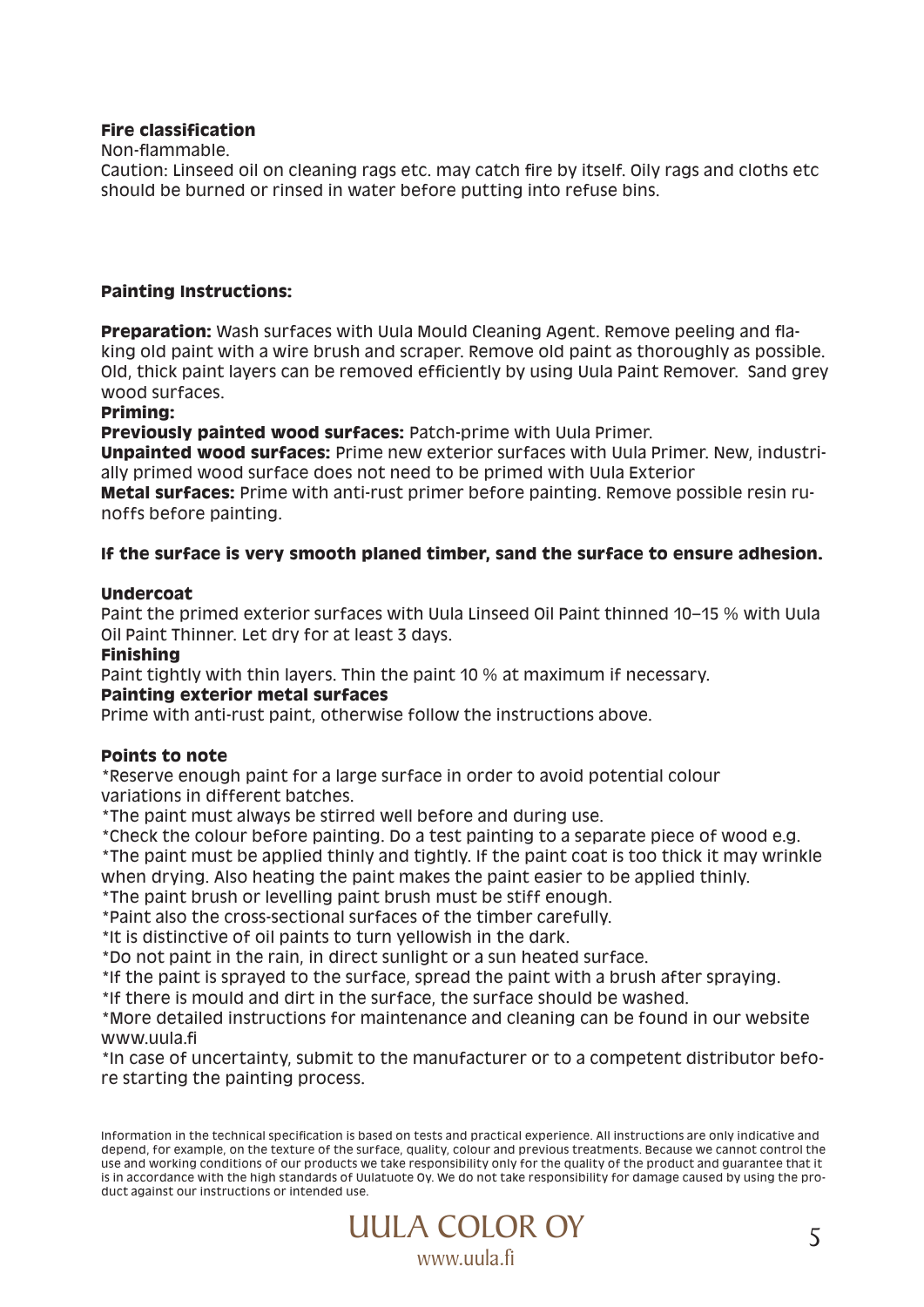**Fire classification**

Non-flammable.

Caution: Linseed oil on cleaning rags etc. may catch fire by itself. Oily rags and cloths etc should be burned or rinsed in water before putting into refuse bins.

**Painting Instructions:**

**Preparation:** Wash surfaces with Uula Mould Cleaning Agent. Remove peeling and flaking old paint with a wire brush and scraper. Remove old paint as thoroughly as possible. Old, thick paint layers can be removed efficiently by using Uula Paint Remover. Sand grey wood surfaces.

**Priming:**

**Previously painted wood surfaces:** Patch-prime with Uula Primer.

**Unpainted wood surfaces:** Prime new exterior surfaces with Uula Primer. New, industrially primed wood surface does not need to be primed with Uula Exterior

**Metal surfaces:** Prime with anti-rust primer before painting. Remove possible resin runoffs before painting.

**If the surface is very smooth planed timber, sand the surface to ensure adhesion.**

**Undercoat**

Paint the primed exterior surfaces with Uula Linseed Oil Paint thinned 10–15 % with Uula Oil Paint Thinner. Let dry for at least 3 days.

**Finishing**

Paint tightly with thin layers. Thin the paint 10 % at maximum if necessary.

**Painting exterior metal surfaces**

Prime with anti-rust paint, otherwise follow the instructions above.

**Points to note**

*Reserve enough paint for a large surface in order to avoid potential colour variations in different batches.

*The paint must always be stirred well before and during use.

*Check the colour before painting. Do a test painting to a separate piece of wood e.g.

*The paint must be applied thinly and tightly. If the paint coat is too thick it may wrinkle when drying. Also heating the paint makes the paint easier to be applied thinly.

*The paint brush or levelling paint brush must be stiff enough.

*Paint also the cross-sectional surfaces of the timber carefully.

*It is distinctive of oil paints to turn yellowish in the dark.

*Do not paint in the rain, in direct sunlight or a sun heated surface.

*If the paint is sprayed to the surface, spread the paint with a brush after spraying.

*If there is mould and dirt in the surface, the surface should be washed.

*More detailed instructions for maintenance and cleaning can be found in our website www.uula.fi

*In case of uncertainty, submit to the manufacturer or to a competent distributor before starting the painting process.

Information in the technical specification is based on tests and practical experience. All instructions are only indicative and depend, for example, on the texture of the surface, quality, colour and previous treatments. Because we cannot control the use and working conditions of our products we take responsibility only for the quality of the product and guarantee that it is in accordance with the high standards of Uulatuote Oy. We do not take responsibility for damage caused by using the product against our instructions or intended use.

UULA COLOR OY

www.uula.fi